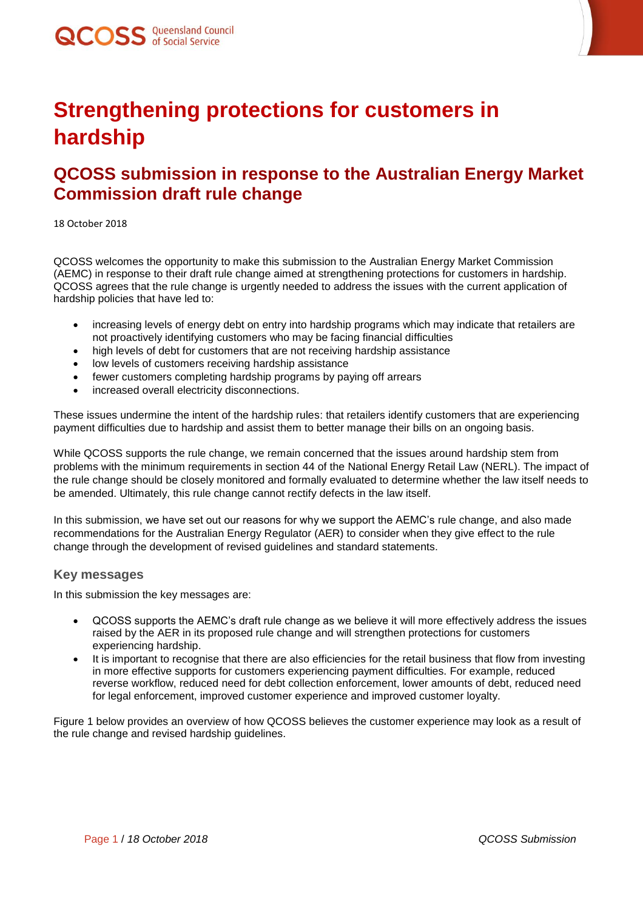# Strengthening protections for customers in hardship

## QCOSS submission in response to the Australian Energy Market Commission draft rule change

18 October 2018

QCOSS welcomes the opportunity to make this submission to the Australian Energy Market Commission (AEMC) in response to their draft rule change aimed at strengthening protections for customers in hardship. QCOSS agrees that the rule change is urgently needed to address the issues with the current application of hardship policies that have led to:

- increasing levels of energy debt on entry into hardship programs which may indicate that retailers are not proactively identifying customers who may be facing financial difficulties
- high levels of debt for customers that are not receiving hardship assistance
- low levels of customers receiving hardship assistance
- fewer customers completing hardship programs by paying off arrears
- increased overall electricity disconnections.

These issues undermine the intent of the hardship rules: that retailers identify customers that are experiencing payment difficulties due to hardship and assist them to better manage their bills on an ongoing basis.

While QCOSS supports the rule change, we remain concerned that the issues around hardship stem from problems with the minimum requirements in section 44 of the National Energy Retail Law (NERL). The impact of the rule change should be closely monitored and formally evaluated to determine whether the law itself needs to be amended. Ultimately, this rule change cannot rectify defects in the law itself.

In this submission, we have set out our reasons for why we support the AEMC's rule change, and also made recommendations for the Australian Energy Regulator (AER) to consider when they give effect to the rule change through the development of revised guidelines and standard statements.

### Key messages

In this submission the key messages are:

- QCOSS supports the AEMC's draft rule change as we believe it will more effectively address the issues raised by the AER in its proposed rule change and will strengthen protections for customers experiencing hardship.
- It is important to recognise that there are also efficiencies for the retail business that flow from investing in more effective supports for customers experiencing payment difficulties. For example, reduced reverse workflow, reduced need for debt collection enforcement, lower amounts of debt, reduced need for legal enforcement, improved customer experience and improved customer loyalty.

Figure 1 below provides an overview of how QCOSS believes the customer experience may look as a result of the rule change and revised hardship guidelines.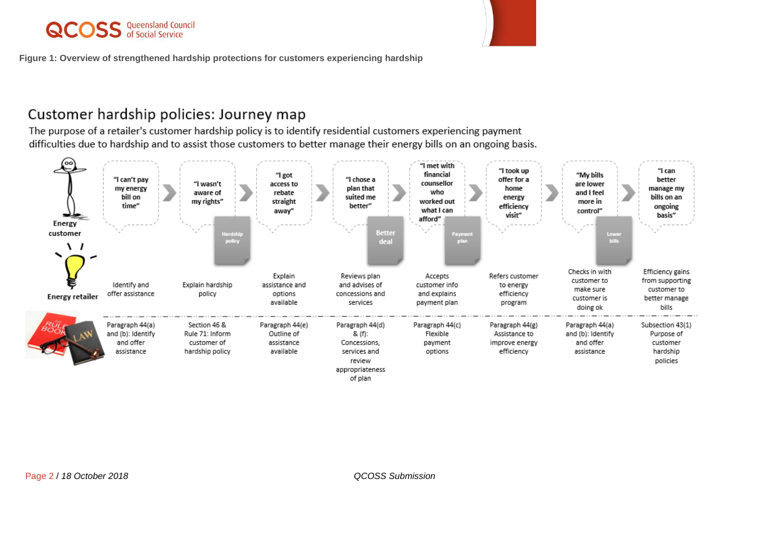**Figure 1: Overview of strengthened hardship protections for customers experiencing hardship**

## Customer hardship policies: Journey map

The purpose of a retailer's customer hardship policy is to identify residential customers experiencing payment difficulties due to hardship and to assist those customers to better manage their energy bills on an ongoing basis.

| | | | | | | | | |
|---|---|---|---|---|---|---|---|---|
| **Energy customer** | "I can't pay my energy bill on time" | "I wasn't aware of my rights" | "I got access to rebate straight away" | "I chose a plan that suited me better" | "I met with financial counsellor who worked out what I can afford" | "I took up offer for a home energy efficiency visit" | "My bills are lower and I feel more in control" | "I can better manage my bills on an ongoing basis" |
| | | Hardship policy | | Better deal | Payment plan | | Lower bills | |
| **Energy retailer** | Identify and offer assistance | Explain hardship policy | Explain assistance and options available | Reviews plan and advises of concessions and services | Accepts customer info and explains payment plan | Refers customer to energy efficiency program | Checks in with customer to make sure customer is doing ok | Efficiency gains from supporting customer to better manage bills |
| **Rule book / Law** | Paragraph 44(a) and (b): Identify and offer assistance | Section 46 & Rule 71: Inform customer of hardship policy | Paragraph 44(e) Outline of assistance available | Paragraph 44(d) & (f): Concessions, services and review appropriateness of plan | Paragraph 44(c) Flexible payment options | Paragraph 44(g) Assistance to improve energy efficiency | Paragraph 44(a) and (b): Identify and offer assistance | Subsection 43(1) Purpose of customer hardship policies |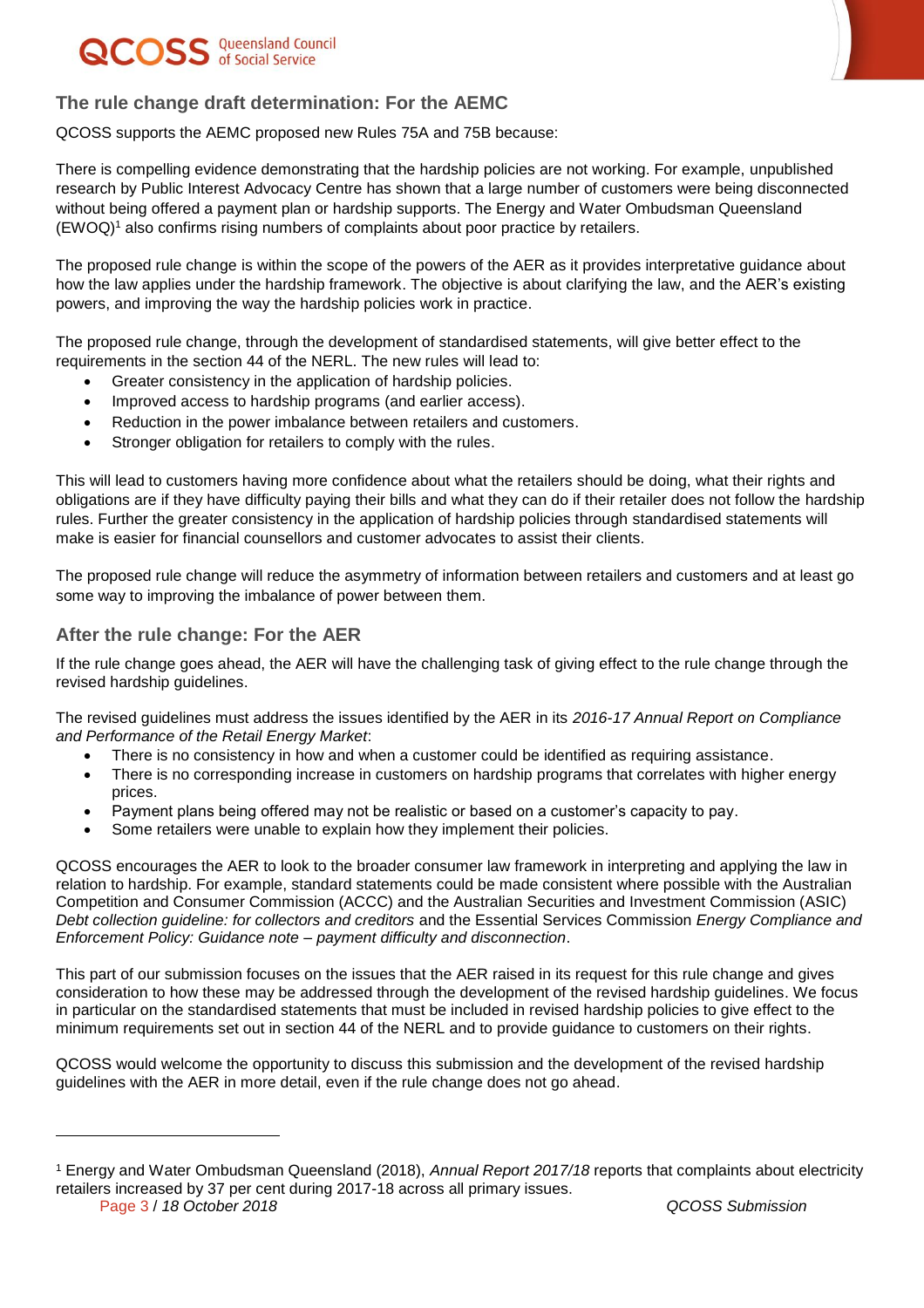## The rule change draft determination: For the AEMC

QCOSS supports the AEMC proposed new Rules 75A and 75B because:

There is compelling evidence demonstrating that the hardship policies are not working. For example, unpublished research by Public Interest Advocacy Centre has shown that a large number of customers were being disconnected without being offered a payment plan or hardship supports. The Energy and Water Ombudsman Queensland (EWOQ)[1] also confirms rising numbers of complaints about poor practice by retailers.

The proposed rule change is within the scope of the powers of the AER as it provides interpretative guidance about how the law applies under the hardship framework. The objective is about clarifying the law, and the AER's existing powers, and improving the way the hardship policies work in practice.

The proposed rule change, through the development of standardised statements, will give better effect to the requirements in the section 44 of the NERL. The new rules will lead to:

- Greater consistency in the application of hardship policies.
- Improved access to hardship programs (and earlier access).
- Reduction in the power imbalance between retailers and customers.
- Stronger obligation for retailers to comply with the rules.

This will lead to customers having more confidence about what the retailers should be doing, what their rights and obligations are if they have difficulty paying their bills and what they can do if their retailer does not follow the hardship rules. Further the greater consistency in the application of hardship policies through standardised statements will make is easier for financial counsellors and customer advocates to assist their clients.

The proposed rule change will reduce the asymmetry of information between retailers and customers and at least go some way to improving the imbalance of power between them.

## After the rule change: For the AER

If the rule change goes ahead, the AER will have the challenging task of giving effect to the rule change through the revised hardship guidelines.

The revised guidelines must address the issues identified by the AER in its *2016-17 Annual Report on Compliance and Performance of the Retail Energy Market*:

- There is no consistency in how and when a customer could be identified as requiring assistance.
- There is no corresponding increase in customers on hardship programs that correlates with higher energy prices.
- Payment plans being offered may not be realistic or based on a customer's capacity to pay.
- Some retailers were unable to explain how they implement their policies.

QCOSS encourages the AER to look to the broader consumer law framework in interpreting and applying the law in relation to hardship. For example, standard statements could be made consistent where possible with the Australian Competition and Consumer Commission (ACCC) and the Australian Securities and Investment Commission (ASIC) *Debt collection guideline: for collectors and creditors* and the Essential Services Commission *Energy Compliance and Enforcement Policy: Guidance note – payment difficulty and disconnection*.

This part of our submission focuses on the issues that the AER raised in its request for this rule change and gives consideration to how these may be addressed through the development of the revised hardship guidelines. We focus in particular on the standardised statements that must be included in revised hardship policies to give effect to the minimum requirements set out in section 44 of the NERL and to provide guidance to customers on their rights.

QCOSS would welcome the opportunity to discuss this submission and the development of the revised hardship guidelines with the AER in more detail, even if the rule change does not go ahead.

---

[1] Energy and Water Ombudsman Queensland (2018), *Annual Report 2017/18* reports that complaints about electricity retailers increased by 37 per cent during 2017-18 across all primary issues.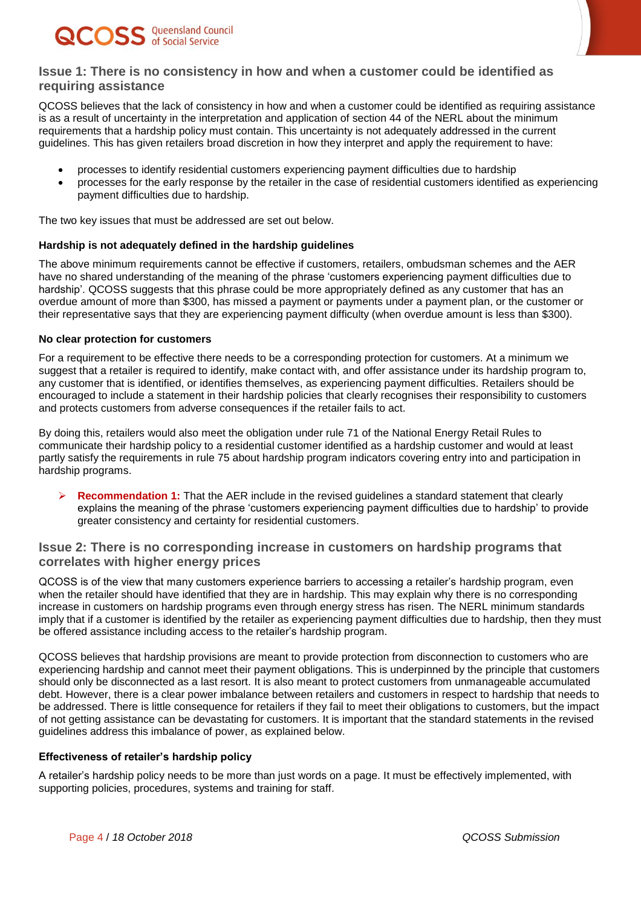## Issue 1: There is no consistency in how and when a customer could be identified as requiring assistance

QCOSS believes that the lack of consistency in how and when a customer could be identified as requiring assistance is as a result of uncertainty in the interpretation and application of section 44 of the NERL about the minimum requirements that a hardship policy must contain. This uncertainty is not adequately addressed in the current guidelines. This has given retailers broad discretion in how they interpret and apply the requirement to have:

- processes to identify residential customers experiencing payment difficulties due to hardship
- processes for the early response by the retailer in the case of residential customers identified as experiencing payment difficulties due to hardship.

The two key issues that must be addressed are set out below.

### Hardship is not adequately defined in the hardship guidelines

The above minimum requirements cannot be effective if customers, retailers, ombudsman schemes and the AER have no shared understanding of the meaning of the phrase 'customers experiencing payment difficulties due to hardship'. QCOSS suggests that this phrase could be more appropriately defined as any customer that has an overdue amount of more than $300, has missed a payment or payments under a payment plan, or the customer or their representative says that they are experiencing payment difficulty (when overdue amount is less than $300).

### No clear protection for customers

For a requirement to be effective there needs to be a corresponding protection for customers. At a minimum we suggest that a retailer is required to identify, make contact with, and offer assistance under its hardship program to, any customer that is identified, or identifies themselves, as experiencing payment difficulties. Retailers should be encouraged to include a statement in their hardship policies that clearly recognises their responsibility to customers and protects customers from adverse consequences if the retailer fails to act.

By doing this, retailers would also meet the obligation under rule 71 of the National Energy Retail Rules to communicate their hardship policy to a residential customer identified as a hardship customer and would at least partly satisfy the requirements in rule 75 about hardship program indicators covering entry into and participation in hardship programs.

- **Recommendation 1:** That the AER include in the revised guidelines a standard statement that clearly explains the meaning of the phrase 'customers experiencing payment difficulties due to hardship' to provide greater consistency and certainty for residential customers.

## Issue 2: There is no corresponding increase in customers on hardship programs that correlates with higher energy prices

QCOSS is of the view that many customers experience barriers to accessing a retailer's hardship program, even when the retailer should have identified that they are in hardship. This may explain why there is no corresponding increase in customers on hardship programs even through energy stress has risen. The NERL minimum standards imply that if a customer is identified by the retailer as experiencing payment difficulties due to hardship, then they must be offered assistance including access to the retailer's hardship program.

QCOSS believes that hardship provisions are meant to provide protection from disconnection to customers who are experiencing hardship and cannot meet their payment obligations. This is underpinned by the principle that customers should only be disconnected as a last resort. It is also meant to protect customers from unmanageable accumulated debt. However, there is a clear power imbalance between retailers and customers in respect to hardship that needs to be addressed. There is little consequence for retailers if they fail to meet their obligations to customers, but the impact of not getting assistance can be devastating for customers. It is important that the standard statements in the revised guidelines address this imbalance of power, as explained below.

### Effectiveness of retailer's hardship policy

A retailer's hardship policy needs to be more than just words on a page. It must be effectively implemented, with supporting policies, procedures, systems and training for staff.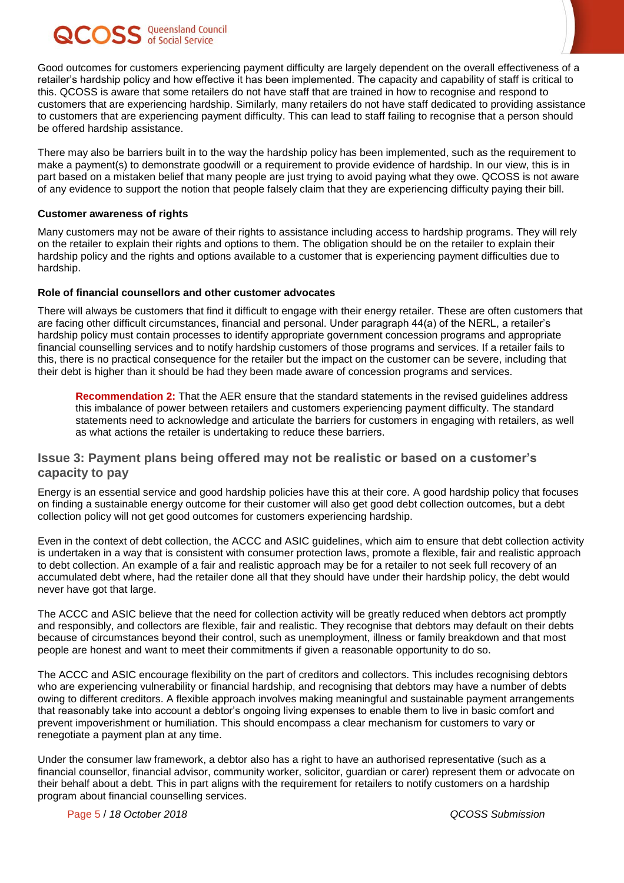Good outcomes for customers experiencing payment difficulty are largely dependent on the overall effectiveness of a retailer's hardship policy and how effective it has been implemented. The capacity and capability of staff is critical to this. QCOSS is aware that some retailers do not have staff that are trained in how to recognise and respond to customers that are experiencing hardship. Similarly, many retailers do not have staff dedicated to providing assistance to customers that are experiencing payment difficulty. This can lead to staff failing to recognise that a person should be offered hardship assistance.

There may also be barriers built in to the way the hardship policy has been implemented, such as the requirement to make a payment(s) to demonstrate goodwill or a requirement to provide evidence of hardship. In our view, this is in part based on a mistaken belief that many people are just trying to avoid paying what they owe. QCOSS is not aware of any evidence to support the notion that people falsely claim that they are experiencing difficulty paying their bill.

#### Customer awareness of rights

Many customers may not be aware of their rights to assistance including access to hardship programs. They will rely on the retailer to explain their rights and options to them. The obligation should be on the retailer to explain their hardship policy and the rights and options available to a customer that is experiencing payment difficulties due to hardship.

#### Role of financial counsellors and other customer advocates

There will always be customers that find it difficult to engage with their energy retailer. These are often customers that are facing other difficult circumstances, financial and personal. Under paragraph 44(a) of the NERL, a retailer's hardship policy must contain processes to identify appropriate government concession programs and appropriate financial counselling services and to notify hardship customers of those programs and services. If a retailer fails to this, there is no practical consequence for the retailer but the impact on the customer can be severe, including that their debt is higher than it should be had they been made aware of concession programs and services.

> **Recommendation 2:** That the AER ensure that the standard statements in the revised guidelines address this imbalance of power between retailers and customers experiencing payment difficulty. The standard statements need to acknowledge and articulate the barriers for customers in engaging with retailers, as well as what actions the retailer is undertaking to reduce these barriers.

### Issue 3: Payment plans being offered may not be realistic or based on a customer's capacity to pay

Energy is an essential service and good hardship policies have this at their core. A good hardship policy that focuses on finding a sustainable energy outcome for their customer will also get good debt collection outcomes, but a debt collection policy will not get good outcomes for customers experiencing hardship.

Even in the context of debt collection, the ACCC and ASIC guidelines, which aim to ensure that debt collection activity is undertaken in a way that is consistent with consumer protection laws, promote a flexible, fair and realistic approach to debt collection. An example of a fair and realistic approach may be for a retailer to not seek full recovery of an accumulated debt where, had the retailer done all that they should have under their hardship policy, the debt would never have got that large.

The ACCC and ASIC believe that the need for collection activity will be greatly reduced when debtors act promptly and responsibly, and collectors are flexible, fair and realistic. They recognise that debtors may default on their debts because of circumstances beyond their control, such as unemployment, illness or family breakdown and that most people are honest and want to meet their commitments if given a reasonable opportunity to do so.

The ACCC and ASIC encourage flexibility on the part of creditors and collectors. This includes recognising debtors who are experiencing vulnerability or financial hardship, and recognising that debtors may have a number of debts owing to different creditors. A flexible approach involves making meaningful and sustainable payment arrangements that reasonably take into account a debtor's ongoing living expenses to enable them to live in basic comfort and prevent impoverishment or humiliation. This should encompass a clear mechanism for customers to vary or renegotiate a payment plan at any time.

Under the consumer law framework, a debtor also has a right to have an authorised representative (such as a financial counsellor, financial advisor, community worker, solicitor, guardian or carer) represent them or advocate on their behalf about a debt. This in part aligns with the requirement for retailers to notify customers on a hardship program about financial counselling services.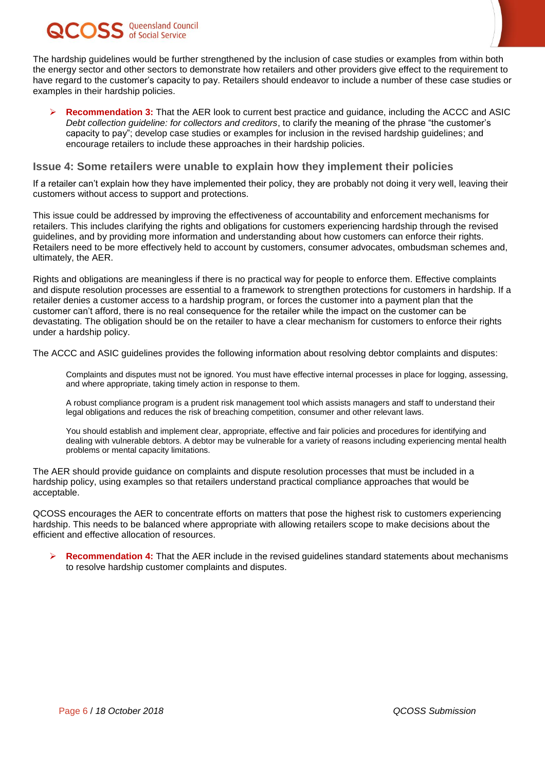The hardship guidelines would be further strengthened by the inclusion of case studies or examples from within both the energy sector and other sectors to demonstrate how retailers and other providers give effect to the requirement to have regard to the customer's capacity to pay. Retailers should endeavor to include a number of these case studies or examples in their hardship policies.

- **Recommendation 3:** That the AER look to current best practice and guidance, including the ACCC and ASIC *Debt collection guideline: for collectors and creditors*, to clarify the meaning of the phrase "the customer's capacity to pay"; develop case studies or examples for inclusion in the revised hardship guidelines; and encourage retailers to include these approaches in their hardship policies.

## Issue 4: Some retailers were unable to explain how they implement their policies

If a retailer can't explain how they have implemented their policy, they are probably not doing it very well, leaving their customers without access to support and protections.

This issue could be addressed by improving the effectiveness of accountability and enforcement mechanisms for retailers. This includes clarifying the rights and obligations for customers experiencing hardship through the revised guidelines, and by providing more information and understanding about how customers can enforce their rights. Retailers need to be more effectively held to account by customers, consumer advocates, ombudsman schemes and, ultimately, the AER.

Rights and obligations are meaningless if there is no practical way for people to enforce them. Effective complaints and dispute resolution processes are essential to a framework to strengthen protections for customers in hardship. If a retailer denies a customer access to a hardship program, or forces the customer into a payment plan that the customer can't afford, there is no real consequence for the retailer while the impact on the customer can be devastating. The obligation should be on the retailer to have a clear mechanism for customers to enforce their rights under a hardship policy.

The ACCC and ASIC guidelines provides the following information about resolving debtor complaints and disputes:

> Complaints and disputes must not be ignored. You must have effective internal processes in place for logging, assessing, and where appropriate, taking timely action in response to them.
>
> A robust compliance program is a prudent risk management tool which assists managers and staff to understand their legal obligations and reduces the risk of breaching competition, consumer and other relevant laws.
>
> You should establish and implement clear, appropriate, effective and fair policies and procedures for identifying and dealing with vulnerable debtors. A debtor may be vulnerable for a variety of reasons including experiencing mental health problems or mental capacity limitations.

The AER should provide guidance on complaints and dispute resolution processes that must be included in a hardship policy, using examples so that retailers understand practical compliance approaches that would be acceptable.

QCOSS encourages the AER to concentrate efforts on matters that pose the highest risk to customers experiencing hardship. This needs to be balanced where appropriate with allowing retailers scope to make decisions about the efficient and effective allocation of resources.

- **Recommendation 4:** That the AER include in the revised guidelines standard statements about mechanisms to resolve hardship customer complaints and disputes.